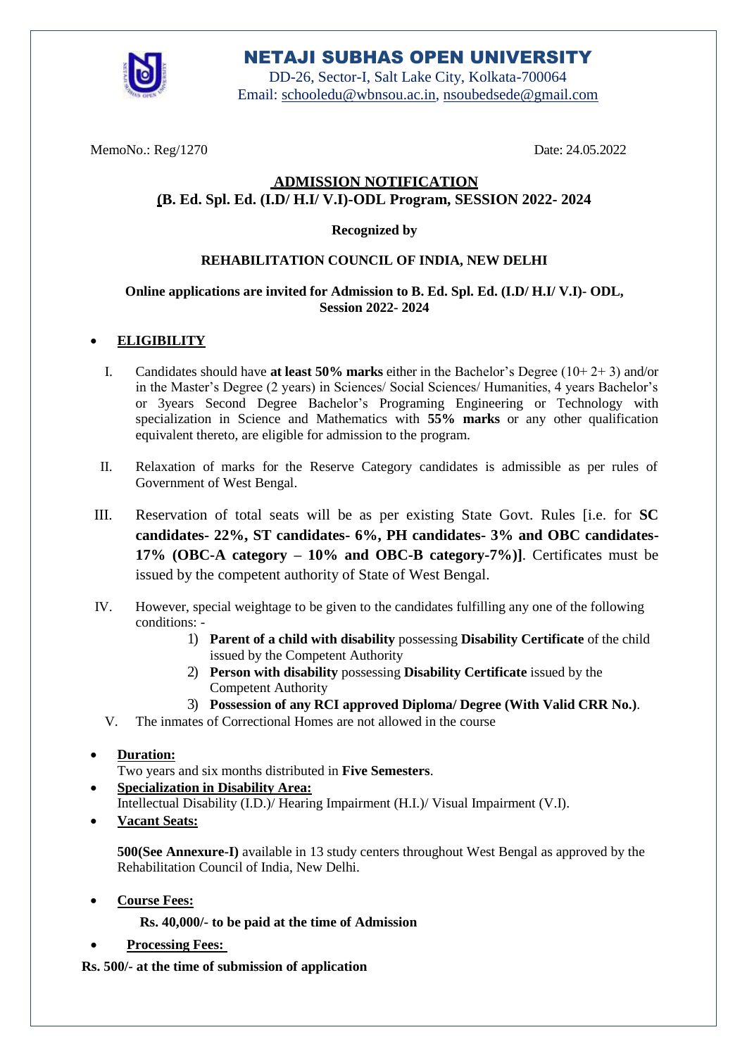# NETAJI SUBHAS OPEN UNIVERSITY

DD-26, Sector-I, Salt Lake City, Kolkata-700064
Email: schooledu@wbnsou.ac.in, nsoubedsede@gmail.com

MemoNo.: Reg/1270 Date: 24.05.2022

## ADMISSION NOTIFICATION
## (B. Ed. Spl. Ed. (I.D/ H.I/ V.I)-ODL Program, SESSION 2022- 2024

**Recognized by**

**REHABILITATION COUNCIL OF INDIA, NEW DELHI**

**Online applications are invited for Admission to B. Ed. Spl. Ed. (I.D/ H.I/ V.I)- ODL, Session 2022- 2024**

- **ELIGIBILITY**

  I. Candidates should have **at least 50% marks** either in the Bachelor's Degree (10+ 2+ 3) and/or in the Master's Degree (2 years) in Sciences/ Social Sciences/ Humanities, 4 years Bachelor's or 3years Second Degree Bachelor's Programing Engineering or Technology with specialization in Science and Mathematics with **55% marks** or any other qualification equivalent thereto, are eligible for admission to the program.

  II. Relaxation of marks for the Reserve Category candidates is admissible as per rules of Government of West Bengal.

  III. Reservation of total seats will be as per existing State Govt. Rules [i.e. for **SC candidates- 22%, ST candidates- 6%, PH candidates- 3% and OBC candidates- 17% (OBC-A category – 10% and OBC-B category-7%)]**. Certificates must be issued by the competent authority of State of West Bengal.

  IV. However, special weightage to be given to the candidates fulfilling any one of the following conditions: -
     1) **Parent of a child with disability** possessing **Disability Certificate** of the child issued by the Competent Authority
     2) **Person with disability** possessing **Disability Certificate** issued by the Competent Authority
     3) **Possession of any RCI approved Diploma/ Degree (With Valid CRR No.)**.

  V. The inmates of Correctional Homes are not allowed in the course

- **Duration:**
  Two years and six months distributed in **Five Semesters**.
- **Specialization in Disability Area:**
  Intellectual Disability (I.D.)/ Hearing Impairment (H.I.)/ Visual Impairment (V.I).
- **Vacant Seats:**

  **500(See Annexure-I)** available in 13 study centers throughout West Bengal as approved by the Rehabilitation Council of India, New Delhi.

- **Course Fees:**

  **Rs. 40,000/- to be paid at the time of Admission**

- **Processing Fees:**

**Rs. 500/- at the time of submission of application**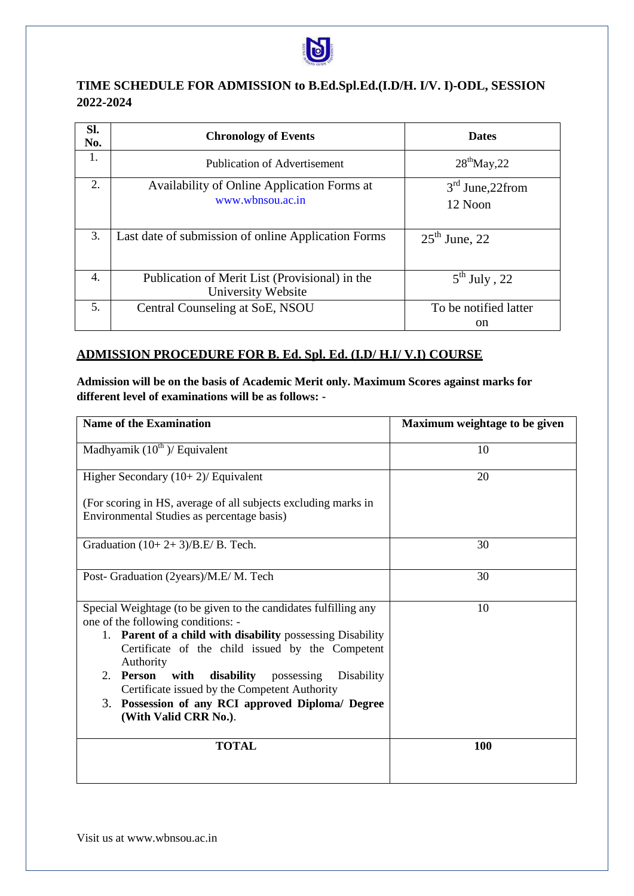## TIME SCHEDULE FOR ADMISSION to B.Ed.Spl.Ed.(I.D/H. I/V. I)-ODL, SESSION 2022-2024

| Sl. No. | Chronology of Events | Dates |
|---|---|---|
| 1. | Publication of Advertisement | 28th May,22 |
| 2. | Availability of Online Application Forms at www.wbnsou.ac.in | 3rd June,22from 12 Noon |
| 3. | Last date of submission of online Application Forms | 25th June, 22 |
| 4. | Publication of Merit List (Provisional) in the University Website | 5th July , 22 |
| 5. | Central Counseling at SoE, NSOU | To be notified latter on |

## ADMISSION PROCEDURE FOR B. Ed. Spl. Ed. (I.D/ H.I/ V.I) COURSE

**Admission will be on the basis of Academic Merit only. Maximum Scores against marks for different level of examinations will be as follows: -**

| Name of the Examination | Maximum weightage to be given |
|---|---|
| Madhyamik (10th )/ Equivalent | 10 |
| Higher Secondary (10+ 2)/ Equivalent<br><br>(For scoring in HS, average of all subjects excluding marks in Environmental Studies as percentage basis) | 20 |
| Graduation (10+ 2+ 3)/B.E/ B. Tech. | 30 |
| Post- Graduation (2years)/M.E/ M. Tech | 30 |
| Special Weightage (to be given to the candidates fulfilling any one of the following conditions: -<br>1. **Parent of a child with disability** possessing Disability Certificate of the child issued by the Competent Authority<br>2. **Person with disability** possessing Disability Certificate issued by the Competent Authority<br>3. **Possession of any RCI approved Diploma/ Degree (With Valid CRR No.)**. | 10 |
| **TOTAL** | **100** |

Visit us at www.wbnsou.ac.in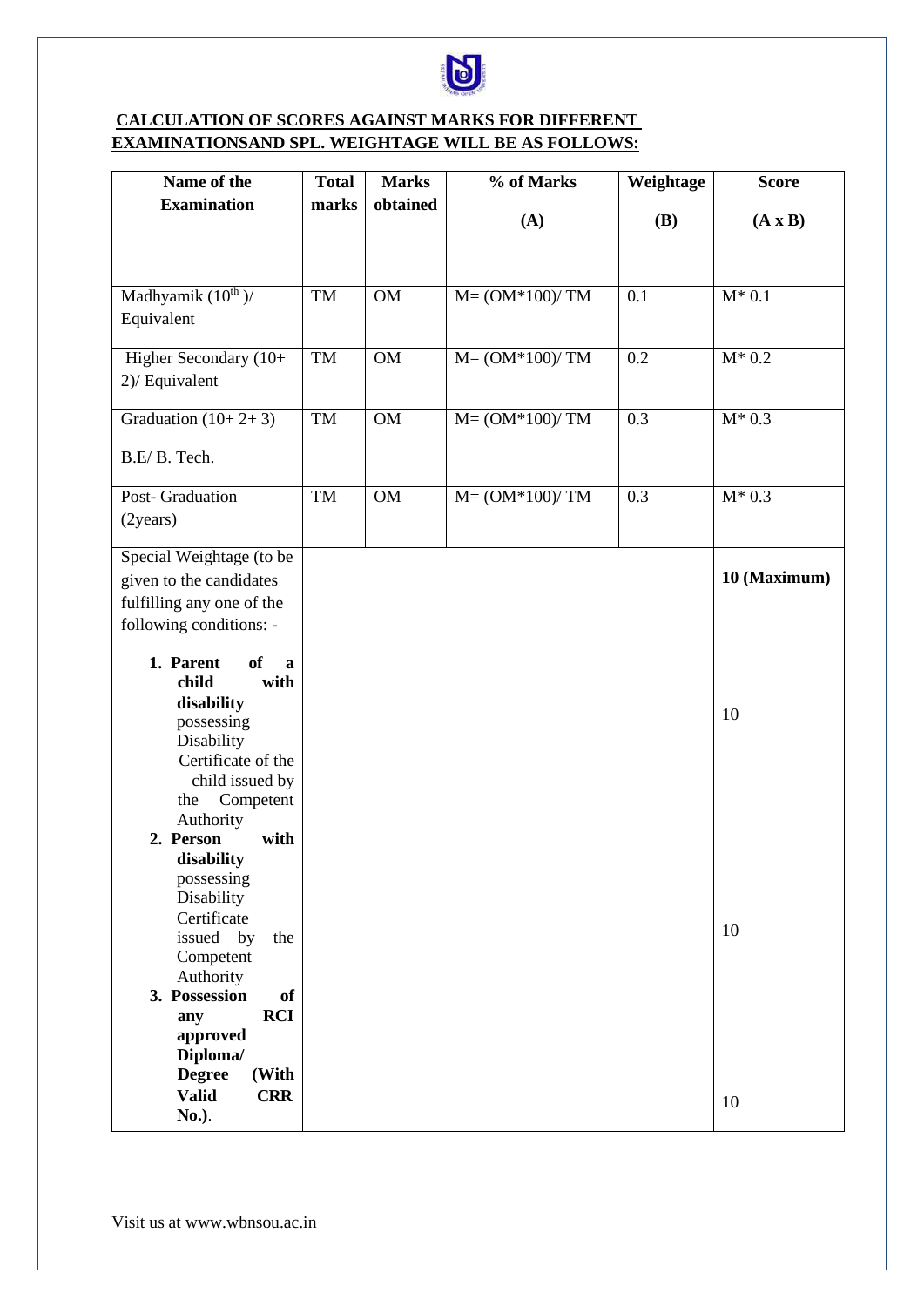## CALCULATION OF SCORES AGAINST MARKS FOR DIFFERENT EXAMINATIONSAND SPL. WEIGHTAGE WILL BE AS FOLLOWS:

| Name of the Examination | Total marks | Marks obtained | % of Marks (A) | Weightage (B) | Score (A x B) |
|---|---|---|---|---|---|
| Madhyamik ($10^{th}$ )/ Equivalent | TM | OM | M= (OM*100)/ TM | 0.1 | M* 0.1 |
| Higher Secondary (10+ 2)/ Equivalent | TM | OM | M= (OM*100)/ TM | 0.2 | M* 0.2 |
| Graduation (10+ 2+ 3) B.E/ B. Tech. | TM | OM | M= (OM*100)/ TM | 0.3 | M* 0.3 |
| Post- Graduation (2years) | TM | OM | M= (OM*100)/ TM | 0.3 | M* 0.3 |
| Special Weightage (to be given to the candidates fulfilling any one of the following conditions: - | | | | | **10 (Maximum)** |
| 1. **Parent of a child with disability** possessing Disability Certificate of the child issued by the Competent Authority | | | | | 10 |
| 2. **Person with disability** possessing Disability Certificate issued by the Competent Authority | | | | | 10 |
| 3. **Possession of any RCI approved Diploma/ Degree (With Valid CRR No.)**. | | | | | 10 |

Visit us at www.wbnsou.ac.in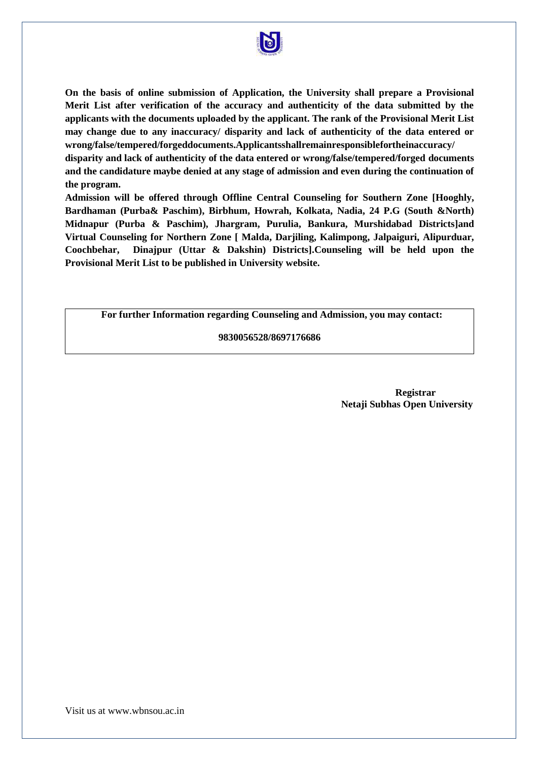**On the basis of online submission of Application, the University shall prepare a Provisional Merit List after verification of the accuracy and authenticity of the data submitted by the applicants with the documents uploaded by the applicant. The rank of the Provisional Merit List may change due to any inaccuracy/ disparity and lack of authenticity of the data entered or wrong/false/tempered/forgeddocuments.Applicantsshallremainresponsiblefortheinaccuracy/ disparity and lack of authenticity of the data entered or wrong/false/tempered/forged documents and the candidature maybe denied at any stage of admission and even during the continuation of the program.**

**Admission will be offered through Offline Central Counseling for Southern Zone [Hooghly, Bardhaman (Purba& Paschim), Birbhum, Howrah, Kolkata, Nadia, 24 P.G (South &North) Midnapur (Purba & Paschim), Jhargram, Purulia, Bankura, Murshidabad Districts]and Virtual Counseling for Northern Zone [ Malda, Darjiling, Kalimpong, Jalpaiguri, Alipurduar, Coochbehar, Dinajpur (Uttar & Dakshin) Districts].Counseling will be held upon the Provisional Merit List to be published in University website.**

**For further Information regarding Counseling and Admission, you may contact:**

**9830056528/8697176686**

**Registrar**
**Netaji Subhas Open University**

Visit us at www.wbnsou.ac.in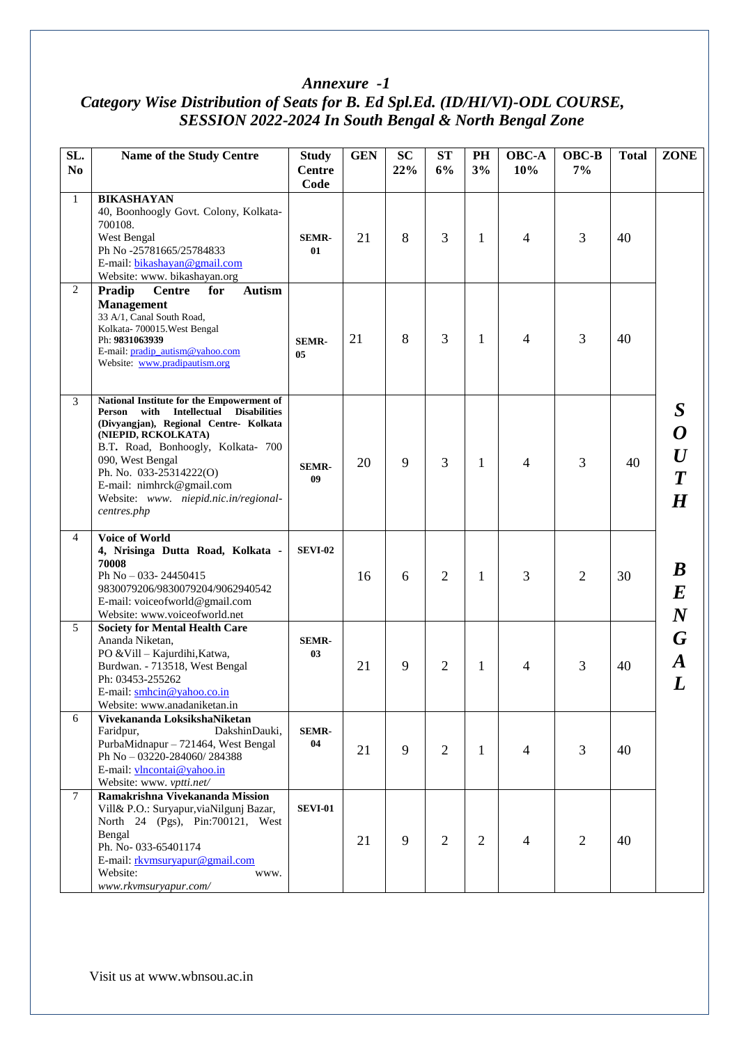# *Annexure -1*

## *Category Wise Distribution of Seats for B. Ed Spl.Ed. (ID/HI/VI)-ODL COURSE, SESSION 2022-2024 In South Bengal & North Bengal Zone*

| SL. No | Name of the Study Centre | Study Centre Code | GEN | SC 22% | ST 6% | PH 3% | OBC-A 10% | OBC-B 7% | Total | ZONE |
|---|---|---|---|---|---|---|---|---|---|---|
| 1 | **BIKASHAYAN** 40, Boonhoogly Govt. Colony, Kolkata-700108. West Bengal Ph No -25781665/25784833 E-mail: bikashayan@gmail.com Website: www. bikashayan.org | **SEMR-01** | 21 | 8 | 3 | 1 | 4 | 3 | 40 | ***SOUTH BENGAL*** |
| 2 | **Pradip Centre for Autism Management** 33 A/1, Canal South Road, Kolkata- 700015.West Bengal Ph: **9831063939** E-mail: pradip_autism@yahoo.com Website: www.pradipautism.org | **SEMR-05** | 21 | 8 | 3 | 1 | 4 | 3 | 40 | |
| 3 | **National Institute for the Empowerment of Person with Intellectual Disabilities (Divyangjan), Regional Centre- Kolkata (NIEPID, RCKOLKATA)** B.T. Road, Bonhoogly, Kolkata- 700 090, West Bengal Ph. No. 033-25314222(O) E-mail: nimhrck@gmail.com Website: *www. niepid.nic.in/regional-centres.php* | **SEMR-09** | 20 | 9 | 3 | 1 | 4 | 3 | 40 | |
| 4 | **Voice of World** **4, Nrisinga Dutta Road, Kolkata - 70008** Ph No – 033- 24450415 9830079206/9830079204/9062940542 E-mail: voiceofworld@gmail.com Website: www.voiceofworld.net | **SEVI-02** | 16 | 6 | 2 | 1 | 3 | 2 | 30 | |
| 5 | **Society for Mental Health Care** Ananda Niketan, PO &Vill – Kajurdihi,Katwa, Burdwan. - 713518, West Bengal Ph: 03453-255262 E-mail: smhcin@yahoo.co.in Website: www.anadaniketan.in | **SEMR-03** | 21 | 9 | 2 | 1 | 4 | 3 | 40 | |
| 6 | **Vivekananda LoksikshaNiketan** Faridpur, DakshinDauki, PurbaMidnapur – 721464, West Bengal Ph No – 03220-284060/ 284388 E-mail: vlncontai@yahoo.in Website: www. *vptti.net/* | **SEMR-04** | 21 | 9 | 2 | 1 | 4 | 3 | 40 | |
| 7 | **Ramakrishna Vivekananda Mission** Vill& P.O.: Suryapur,viaNilgunj Bazar, North 24 (Pgs), Pin:700121, West Bengal Ph. No- 033-65401174 E-mail: rkvmsuryapur@gmail.com Website: www. *www.rkvmsuryapur.com/* | **SEVI-01** | 21 | 9 | 2 | 2 | 4 | 2 | 40 | |

Visit us at www.wbnsou.ac.in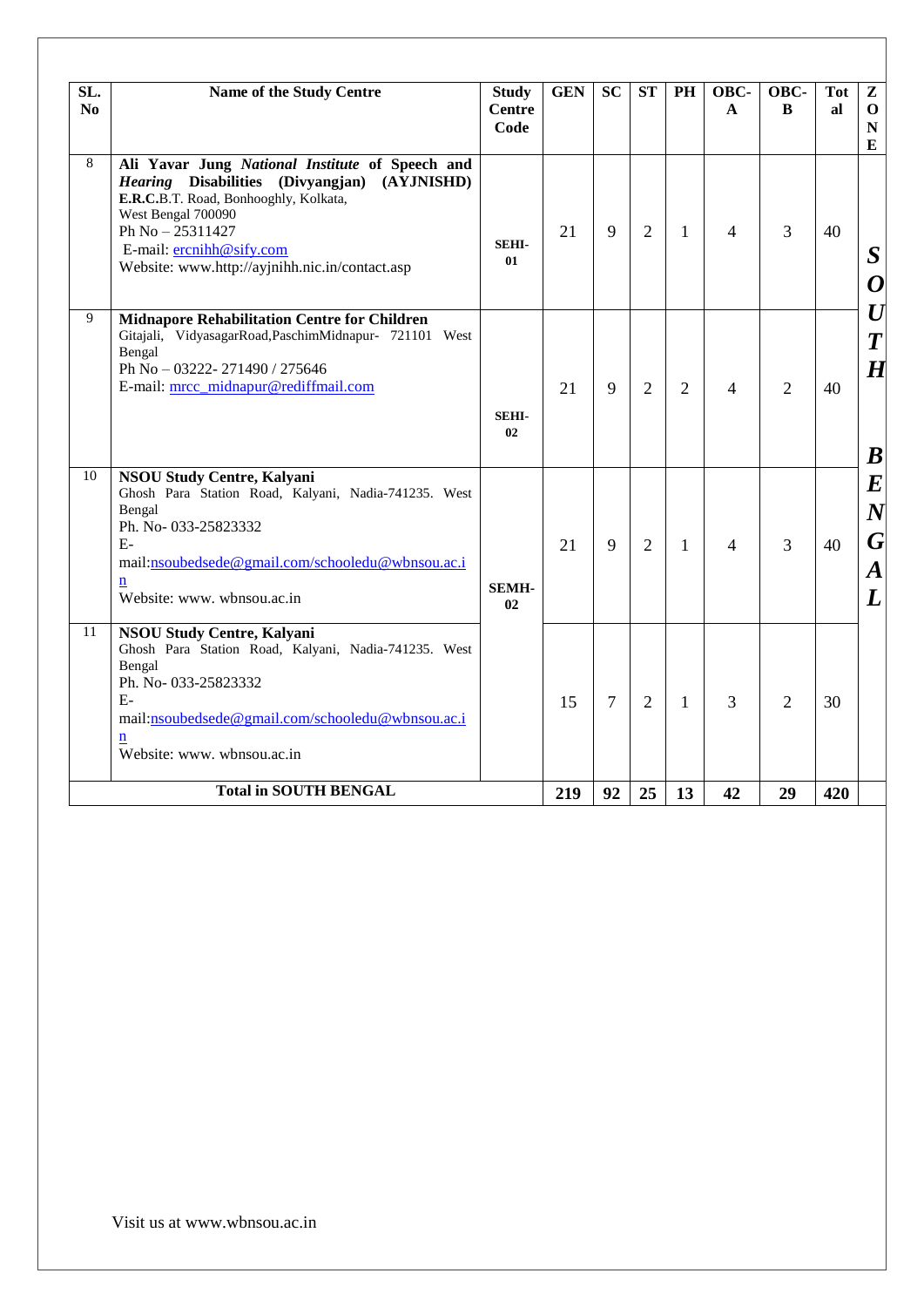| SL. No | Name of the Study Centre | Study Centre Code | GEN | SC | ST | PH | OBC-A | OBC-B | Total | ZONE |
|---|---|---|---|---|---|---|---|---|---|---|
| 8 | **Ali Yavar Jung *National Institute* of Speech and *Hearing* Disabilities (Divyangjan) (AYJNISHD) E.R.C.**B.T. Road, Bonhooghly, Kolkata, West Bengal 700090<br>Ph No – 25311427<br>E-mail: ercnihh@sify.com<br>Website: www.http://ayjnihh.nic.in/contact.asp | **SEHI-01** | 21 | 9 | 2 | 1 | 4 | 3 | 40 | ***SOUTH BENGAL*** |
| 9 | **Midnapore Rehabilitation Centre for Children**<br>Gitajali, VidyasagarRoad,PaschimMidnapur- 721101 West Bengal<br>Ph No – 03222- 271490 / 275646<br>E-mail: mrcc_midnapur@rediffmail.com | **SEHI-02** | 21 | 9 | 2 | 2 | 4 | 2 | 40 | |
| 10 | **NSOU Study Centre, Kalyani**<br>Ghosh Para Station Road, Kalyani, Nadia-741235. West Bengal<br>Ph. No- 033-25823332<br>E-mail:nsoubedsede@gmail.com/schooledu@wbnsou.ac.in<br>Website: www. wbnsou.ac.in | **SEMH-02** | 21 | 9 | 2 | 1 | 4 | 3 | 40 | |
| 11 | **NSOU Study Centre, Kalyani**<br>Ghosh Para Station Road, Kalyani, Nadia-741235. West Bengal<br>Ph. No- 033-25823332<br>E-mail:nsoubedsede@gmail.com/schooledu@wbnsou.ac.in<br>Website: www. wbnsou.ac.in | | 15 | 7 | 2 | 1 | 3 | 2 | 30 | |
| | **Total in SOUTH BENGAL** | | **219** | **92** | **25** | **13** | **42** | **29** | **420** | |

Visit us at www.wbnsou.ac.in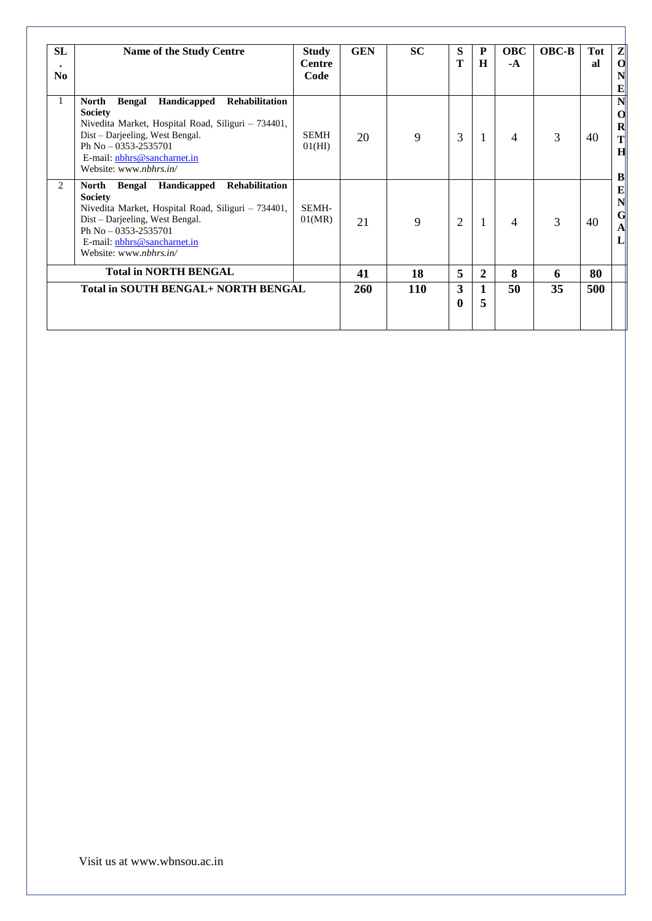| SL. No | Name of the Study Centre | Study Centre Code | GEN | SC | ST | PH | OBC-A | OBC-B | Total | ZONE |
|---|---|---|---|---|---|---|---|---|---|---|
| 1 | **North Bengal Handicapped Rehabilitation Society** Nivedita Market, Hospital Road, Siliguri – 734401, Dist – Darjeeling, West Bengal. Ph No – 0353-2535701 E-mail: nbhrs@sancharnet.in Website: www.*nbhrs.in/* | SEMH 01(HI) | 20 | 9 | 3 | 1 | 4 | 3 | 40 | NORTH BENGAL |
| 2 | **North Bengal Handicapped Rehabilitation Society** Nivedita Market, Hospital Road, Siliguri – 734401, Dist – Darjeeling, West Bengal. Ph No – 0353-2535701 E-mail: nbhrs@sancharnet.in Website: www.*nbhrs.in/* | SEMH-01(MR) | 21 | 9 | 2 | 1 | 4 | 3 | 40 | |
| **Total in NORTH BENGAL** | | | **41** | **18** | **5** | **2** | **8** | **6** | **80** | |
| **Total in SOUTH BENGAL+ NORTH BENGAL** | | | **260** | **110** | **30** | **15** | **50** | **35** | **500** | |

Visit us at www.wbnsou.ac.in